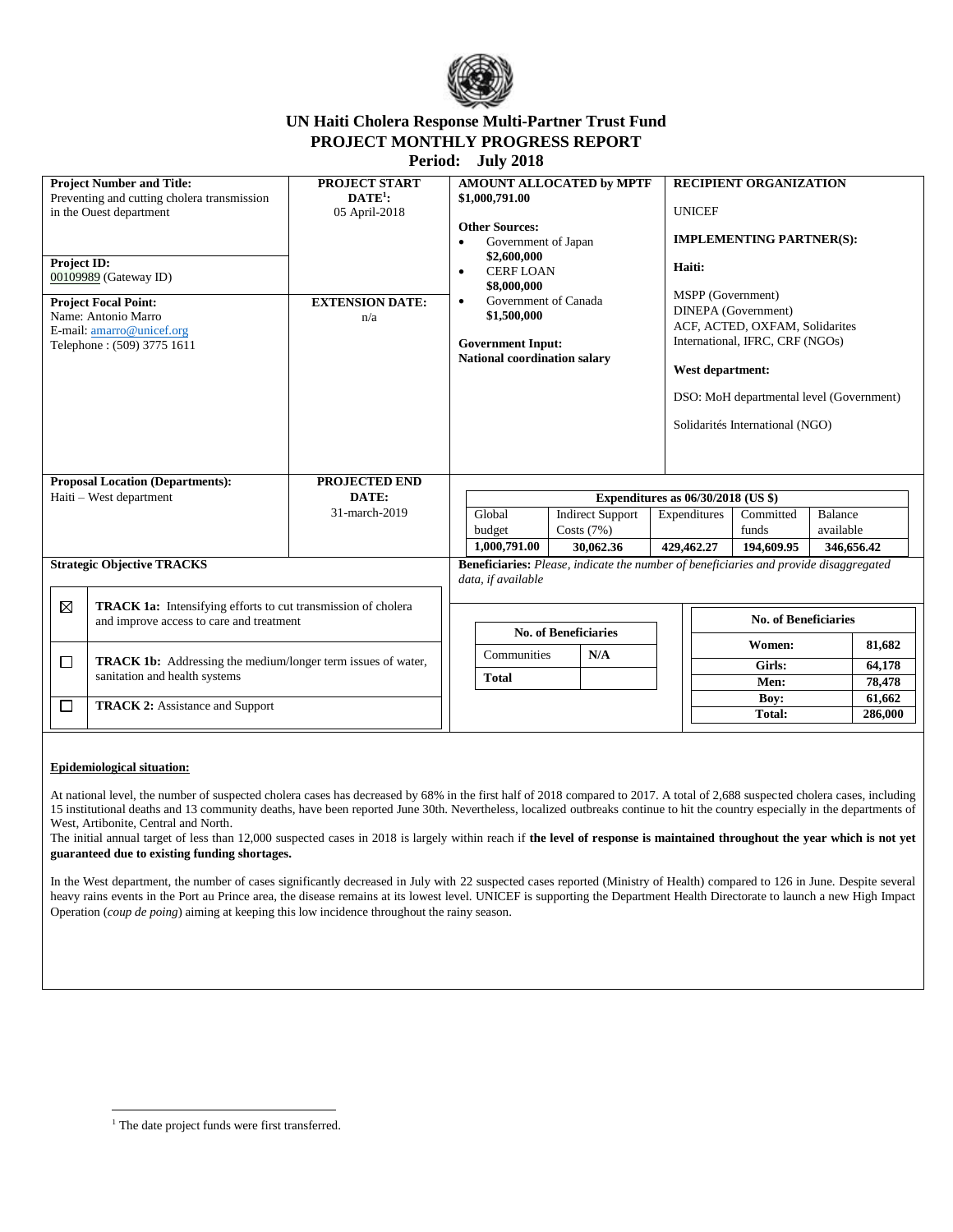# UN Haiti Cholera Response Multi-Partner Trust Fund
## PROJECT MONTHLY PROGRESS REPORT
### Period: July 2018

| **Project Number and Title:** Preventing and cutting cholera transmission in the Ouest department | **PROJECT START DATE[1]:** 05 April-2018 | **AMOUNT ALLOCATED by MPTF** **$1,000,791.00** | **RECIPIENT ORGANIZATION** UNICEF |
|---|---|---|---|
| **Project ID:** 00109989 (Gateway ID) | | **Other Sources:** • Government of Japan **$2,600,000** • CERF LOAN **$8,000,000** • Government of Canada **$1,500,000** | **IMPLEMENTING PARTNER(S):** **Haiti:** MSPP (Government) DINEPA (Government) ACF, ACTED, OXFAM, Solidarites International, IFRC, CRF (NGOs) |
| **Project Focal Point:** Name: Antonio Marro E-mail: amarro@unicef.org Telephone : (509) 3775 1611 | **EXTENSION DATE:** n/a | **Government Input:** **National coordination salary** | **West department:** DSO: MoH departmental level (Government) Solidarités International (NGO) |
| **Proposal Location (Departments):** Haiti – West department | **PROJECTED END DATE:** 31-march-2019 | | |

**Expenditures as 06/30/2018 (US $)**

| Global budget | Indirect Support Costs (7%) | Expenditures | Committed funds | Balance available |
|---|---|---|---|---|
| **1,000,791.00** | **30,062.36** | **429,462.27** | **194,609.95** | **346,656.42** |

**Strategic Objective TRACKS**

| | |
|---|---|
| ☒ | **TRACK 1a:** Intensifying efforts to cut transmission of cholera and improve access to care and treatment |
| ☐ | **TRACK 1b:** Addressing the medium/longer term issues of water, sanitation and health systems |
| ☐ | **TRACK 2:** Assistance and Support |

**Beneficiaries:** *Please, indicate the number of beneficiaries and provide disaggregated data, if available*

| **No. of Beneficiaries** | |
|---|---|
| Communities | **N/A** |
| **Total** | |

| **No. of Beneficiaries** | |
|---|---|
| **Women:** | **81,682** |
| **Girls:** | **64,178** |
| **Men:** | **78,478** |
| **Boy:** | **61,662** |
| **Total:** | **286,000** |

**Epidemiological situation:**

At national level, the number of suspected cholera cases has decreased by 68% in the first half of 2018 compared to 2017. A total of 2,688 suspected cholera cases, including 15 institutional deaths and 13 community deaths, have been reported June 30th. Nevertheless, localized outbreaks continue to hit the country especially in the departments of West, Artibonite, Central and North.

The initial annual target of less than 12,000 suspected cases in 2018 is largely within reach if **the level of response is maintained throughout the year which is not yet guaranteed due to existing funding shortages.**

In the West department, the number of cases significantly decreased in July with 22 suspected cases reported (Ministry of Health) compared to 126 in June. Despite several heavy rains events in the Port au Prince area, the disease remains at its lowest level. UNICEF is supporting the Department Health Directorate to launch a new High Impact Operation (*coup de poing*) aiming at keeping this low incidence throughout the rainy season.

[1] The date project funds were first transferred.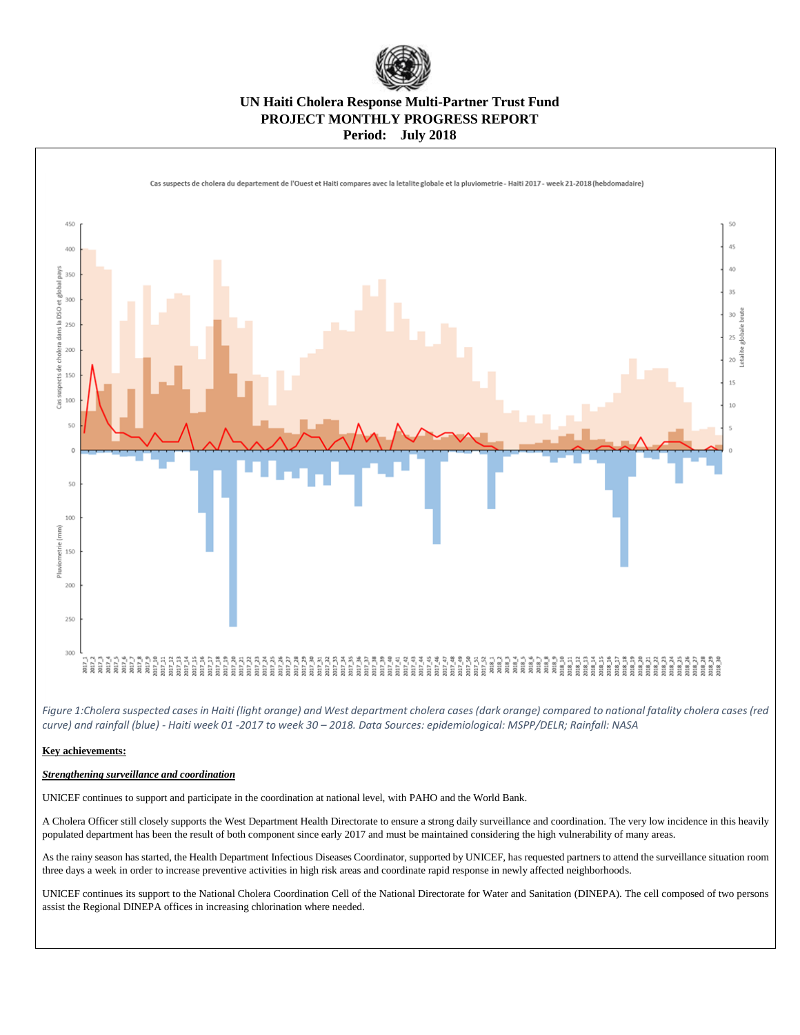# UN Haiti Cholera Response Multi-Partner Trust Fund
## PROJECT MONTHLY PROGRESS REPORT
**Period: July 2018**

*Figure 1:Cholera suspected cases in Haiti (light orange) and West department cholera cases (dark orange) compared to national fatality cholera cases (red curve) and rainfall (blue) - Haiti week 01 -2017 to week 30 – 2018. Data Sources: epidemiological: MSPP/DELR; Rainfall: NASA*

**Key achievements:**

***Strengthening surveillance and coordination***

UNICEF continues to support and participate in the coordination at national level, with PAHO and the World Bank.

A Cholera Officer still closely supports the West Department Health Directorate to ensure a strong daily surveillance and coordination. The very low incidence in this heavily populated department has been the result of both component since early 2017 and must be maintained considering the high vulnerability of many areas.

As the rainy season has started, the Health Department Infectious Diseases Coordinator, supported by UNICEF, has requested partners to attend the surveillance situation room three days a week in order to increase preventive activities in high risk areas and coordinate rapid response in newly affected neighborhoods.

UNICEF continues its support to the National Cholera Coordination Cell of the National Directorate for Water and Sanitation (DINEPA). The cell composed of two persons assist the Regional DINEPA offices in increasing chlorination where needed.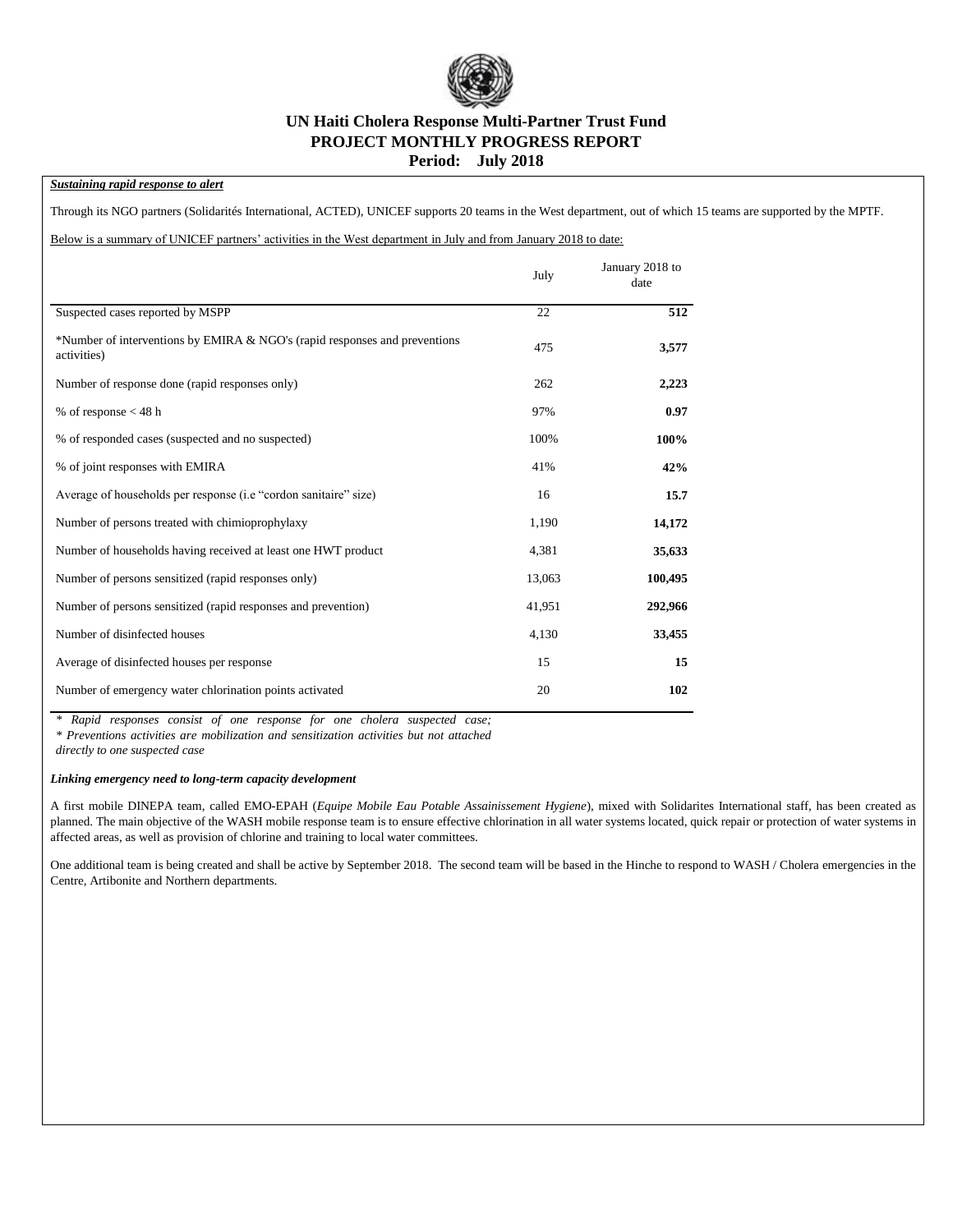# UN Haiti Cholera Response Multi-Partner Trust Fund
## PROJECT MONTHLY PROGRESS REPORT
### Period: July 2018

***Sustaining rapid response to alert***

Through its NGO partners (Solidarités International, ACTED), UNICEF supports 20 teams in the West department, out of which 15 teams are supported by the MPTF.

Below is a summary of UNICEF partners' activities in the West department in July and from January 2018 to date:

| | July | January 2018 to date |
|---|---|---|
| Suspected cases reported by MSPP | 22 | **512** |
| *Number of interventions by EMIRA & NGO's (rapid responses and preventions activities) | 475 | **3,577** |
| Number of response done (rapid responses only) | 262 | **2,223** |
| % of response < 48 h | 97% | **0.97** |
| % of responded cases (suspected and no suspected) | 100% | **100%** |
| % of joint responses with EMIRA | 41% | **42%** |
| Average of households per response (i.e "cordon sanitaire" size) | 16 | **15.7** |
| Number of persons treated with chimioprophylaxy | 1,190 | **14,172** |
| Number of households having received at least one HWT product | 4,381 | **35,633** |
| Number of persons sensitized (rapid responses only) | 13,063 | **100,495** |
| Number of persons sensitized (rapid responses and prevention) | 41,951 | **292,966** |
| Number of disinfected houses | 4,130 | **33,455** |
| Average of disinfected houses per response | 15 | **15** |
| Number of emergency water chlorination points activated | 20 | **102** |

*\* Rapid responses consist of one response for one cholera suspected case;*
*\* Preventions activities are mobilization and sensitization activities but not attached directly to one suspected case*

***Linking emergency need to long-term capacity development***

A first mobile DINEPA team, called EMO-EPAH (*Equipe Mobile Eau Potable Assainissement Hygiene*), mixed with Solidarites International staff, has been created as planned. The main objective of the WASH mobile response team is to ensure effective chlorination in all water systems located, quick repair or protection of water systems in affected areas, as well as provision of chlorine and training to local water committees.

One additional team is being created and shall be active by September 2018. The second team will be based in the Hinche to respond to WASH / Cholera emergencies in the Centre, Artibonite and Northern departments.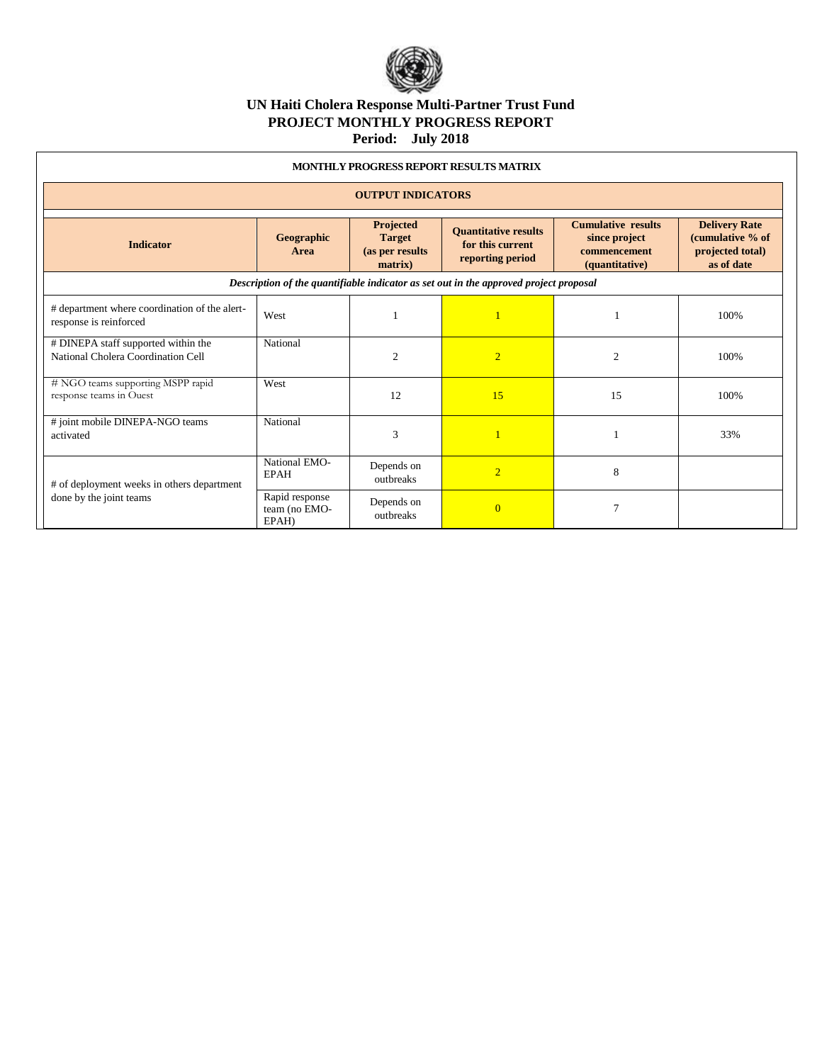# UN Haiti Cholera Response Multi-Partner Trust Fund
# PROJECT MONTHLY PROGRESS REPORT
# Period: July 2018

**MONTHLY PROGRESS REPORT RESULTS MATRIX**

**OUTPUT INDICATORS**

| Indicator | Geographic Area | Projected Target (as per results matrix) | Quantitative results for this current reporting period | Cumulative results since project commencement (quantitative) | Delivery Rate (cumulative % of projected total) as of date |
|---|---|---|---|---|---|
| *Description of the quantifiable indicator as set out in the approved project proposal* | | | | | |
| # department where coordination of the alert-response is reinforced | West | 1 | 1 | 1 | 100% |
| # DINEPA staff supported within the National Cholera Coordination Cell | National | 2 | 2 | 2 | 100% |
| # NGO teams supporting MSPP rapid response teams in Ouest | West | 12 | 15 | 15 | 100% |
| # joint mobile DINEPA-NGO teams activated | National | 3 | 1 | 1 | 33% |
| # of deployment weeks in others department done by the joint teams | National EMO-EPAH | Depends on outbreaks | 2 | 8 | |
| | Rapid response team (no EMO-EPAH) | Depends on outbreaks | 0 | 7 | |